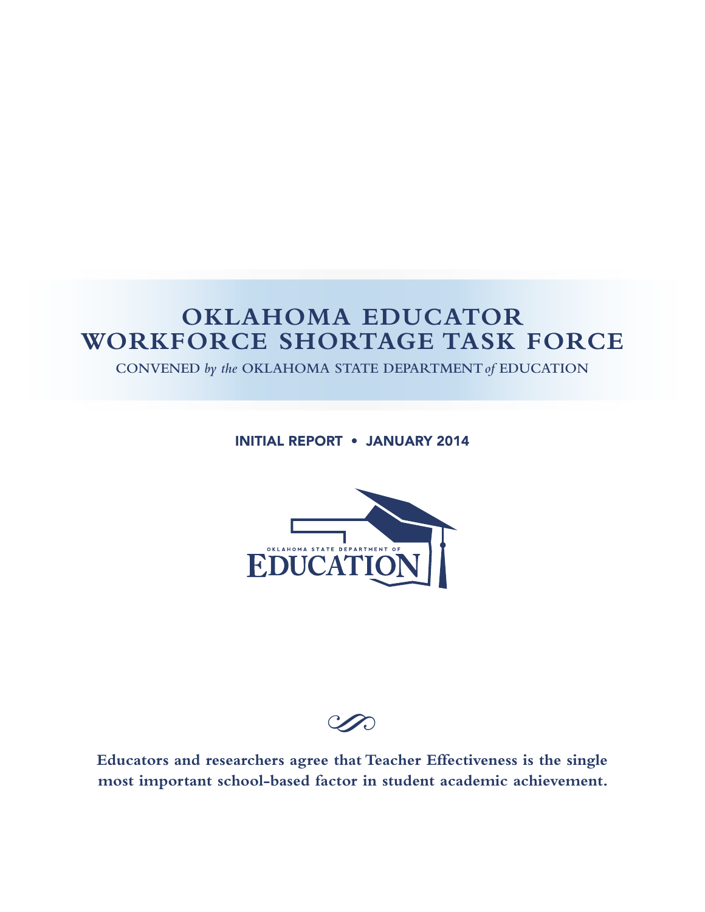# OKLAHOMA EDUCATOR WORKFORCE SHORTAGE TASK FORCE

CONVENED *by the* OKLAHOMA STATE DEPARTMENT *of* EDUCATION

**INITIAL REPORT • JANUARY 2014**

OKLAHOMA STATE DEPARTMENT OF EDUCATION

**Educators and researchers agree that Teacher Effectiveness is the single most important school-based factor in student academic achievement.**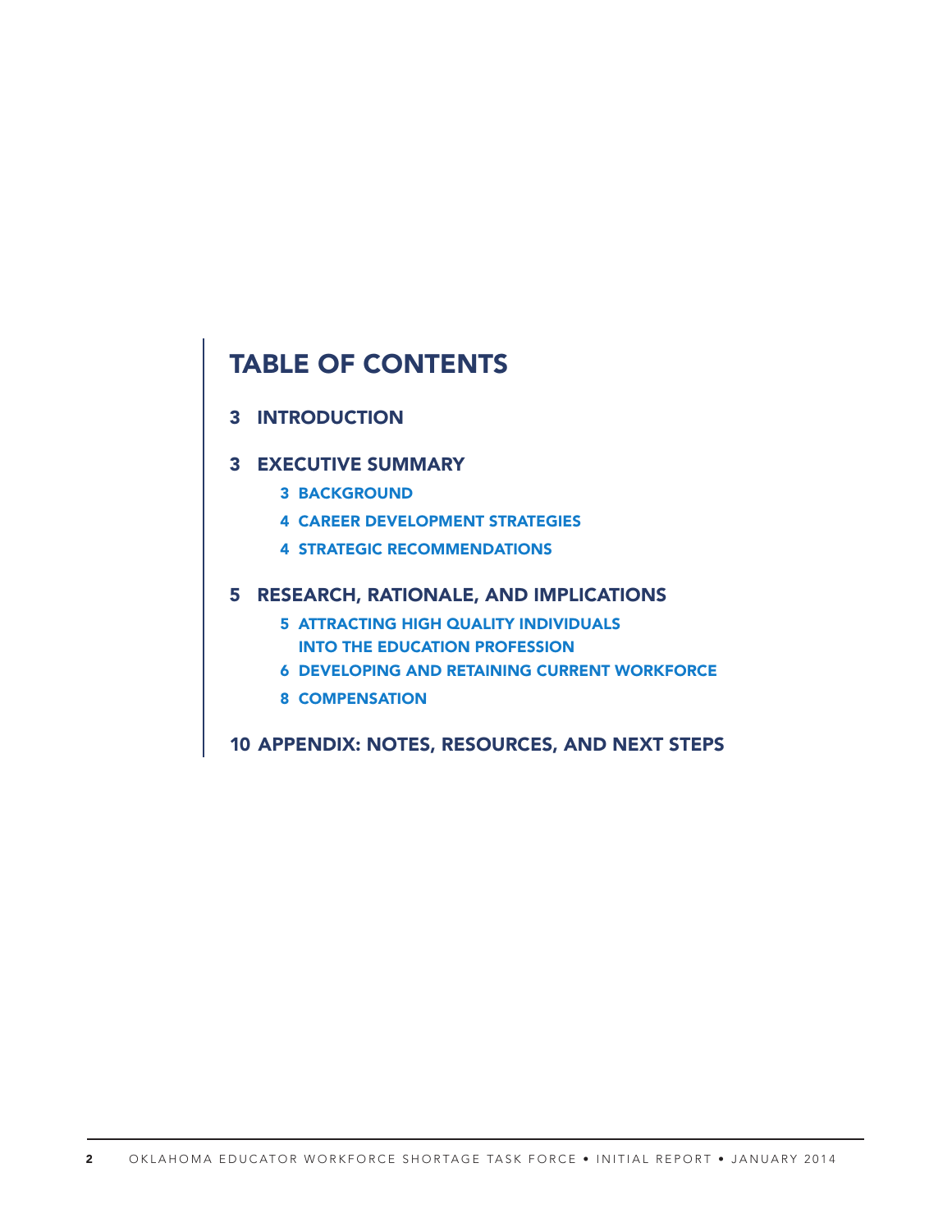# TABLE OF CONTENTS

**3 INTRODUCTION**

**3 EXECUTIVE SUMMARY**

- 3 BACKGROUND
- 4 CAREER DEVELOPMENT STRATEGIES
- 4 STRATEGIC RECOMMENDATIONS

**5 RESEARCH, RATIONALE, AND IMPLICATIONS**

- 5 ATTRACTING HIGH QUALITY INDIVIDUALS INTO THE EDUCATION PROFESSION
- 6 DEVELOPING AND RETAINING CURRENT WORKFORCE
- 8 COMPENSATION

**10 APPENDIX: NOTES, RESOURCES, AND NEXT STEPS**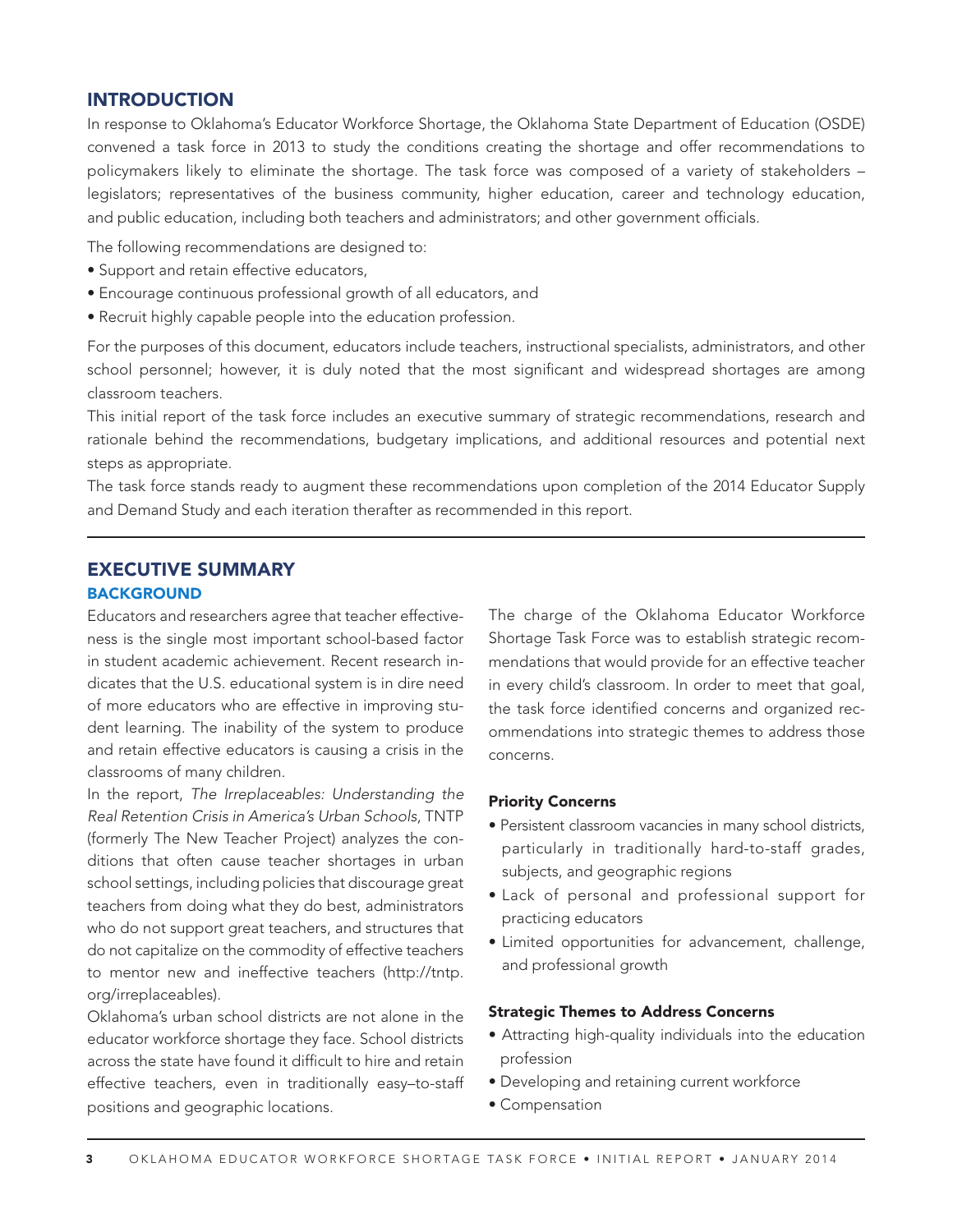## INTRODUCTION

In response to Oklahoma's Educator Workforce Shortage, the Oklahoma State Department of Education (OSDE) convened a task force in 2013 to study the conditions creating the shortage and offer recommendations to policymakers likely to eliminate the shortage. The task force was composed of a variety of stakeholders – legislators; representatives of the business community, higher education, career and technology education, and public education, including both teachers and administrators; and other government officials.

The following recommendations are designed to:

- Support and retain effective educators,
- Encourage continuous professional growth of all educators, and
- Recruit highly capable people into the education profession.

For the purposes of this document, educators include teachers, instructional specialists, administrators, and other school personnel; however, it is duly noted that the most significant and widespread shortages are among classroom teachers.

This initial report of the task force includes an executive summary of strategic recommendations, research and rationale behind the recommendations, budgetary implications, and additional resources and potential next steps as appropriate.

The task force stands ready to augment these recommendations upon completion of the 2014 Educator Supply and Demand Study and each iteration therafter as recommended in this report.

---

## EXECUTIVE SUMMARY

### BACKGROUND

Educators and researchers agree that teacher effectiveness is the single most important school-based factor in student academic achievement. Recent research indicates that the U.S. educational system is in dire need of more educators who are effective in improving student learning. The inability of the system to produce and retain effective educators is causing a crisis in the classrooms of many children.

In the report, *The Irreplaceables: Understanding the Real Retention Crisis in America's Urban Schools*, TNTP (formerly The New Teacher Project) analyzes the conditions that often cause teacher shortages in urban school settings, including policies that discourage great teachers from doing what they do best, administrators who do not support great teachers, and structures that do not capitalize on the commodity of effective teachers to mentor new and ineffective teachers (http://tntp.org/irreplaceables).

Oklahoma's urban school districts are not alone in the educator workforce shortage they face. School districts across the state have found it difficult to hire and retain effective teachers, even in traditionally easy–to-staff positions and geographic locations.

The charge of the Oklahoma Educator Workforce Shortage Task Force was to establish strategic recommendations that would provide for an effective teacher in every child's classroom. In order to meet that goal, the task force identified concerns and organized recommendations into strategic themes to address those concerns.

#### Priority Concerns

- Persistent classroom vacancies in many school districts, particularly in traditionally hard-to-staff grades, subjects, and geographic regions
- Lack of personal and professional support for practicing educators
- Limited opportunities for advancement, challenge, and professional growth

#### Strategic Themes to Address Concerns

- Attracting high-quality individuals into the education profession
- Developing and retaining current workforce
- Compensation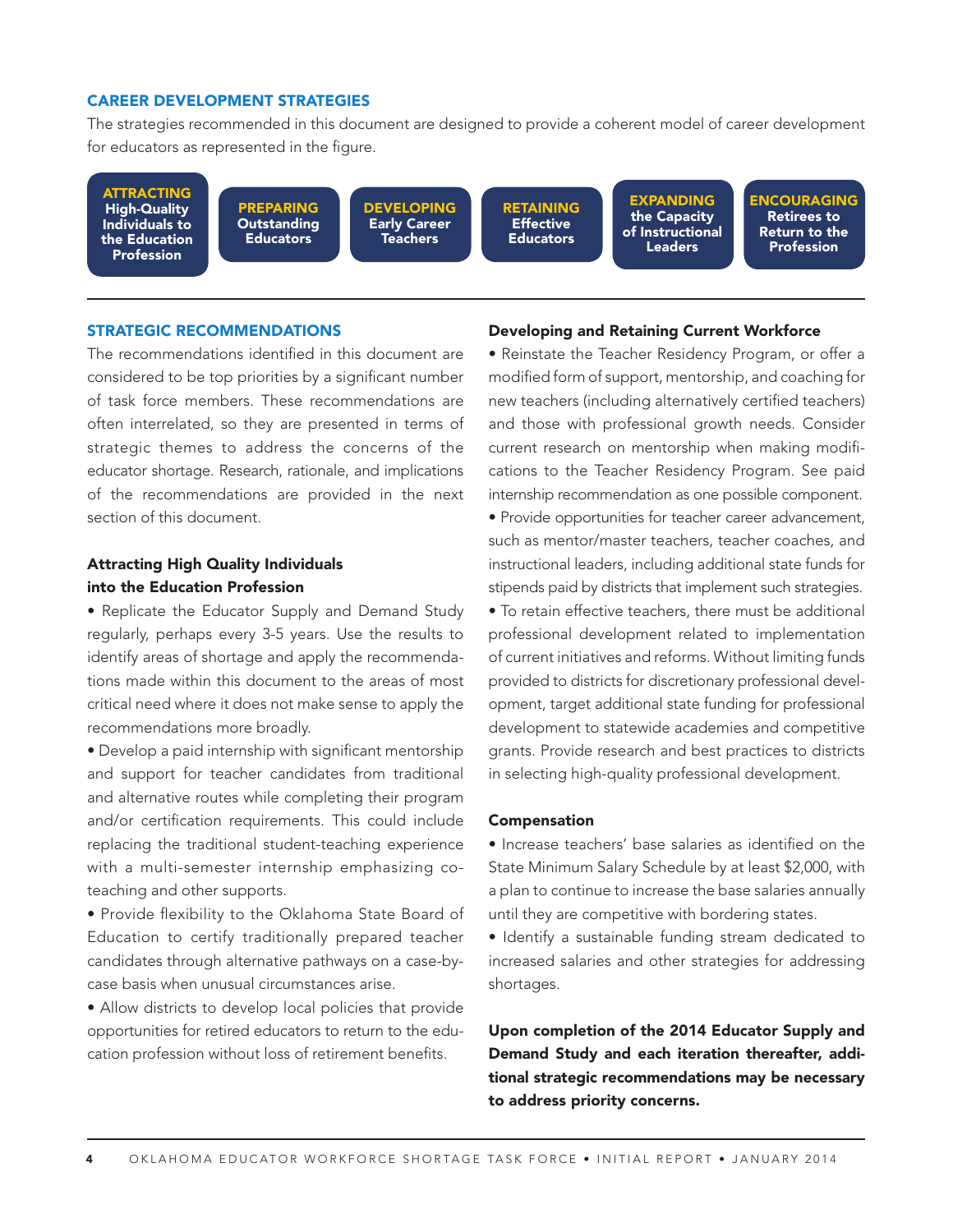## CAREER DEVELOPMENT STRATEGIES

The strategies recommended in this document are designed to provide a coherent model of career development for educators as represented in the figure.

**ATTRACTING** High-Quality Individuals to the Education Profession → **PREPARING** Outstanding Educators → **DEVELOPING** Early Career Teachers → **RETAINING** Effective Educators → **EXPANDING** the Capacity of Instructional Leaders → **ENCOURAGING** Retirees to Return to the Profession

## STRATEGIC RECOMMENDATIONS

The recommendations identified in this document are considered to be top priorities by a significant number of task force members. These recommendations are often interrelated, so they are presented in terms of strategic themes to address the concerns of the educator shortage. Research, rationale, and implications of the recommendations are provided in the next section of this document.

### Attracting High Quality Individuals into the Education Profession

- Replicate the Educator Supply and Demand Study regularly, perhaps every 3-5 years. Use the results to identify areas of shortage and apply the recommendations made within this document to the areas of most critical need where it does not make sense to apply the recommendations more broadly.
- Develop a paid internship with significant mentorship and support for teacher candidates from traditional and alternative routes while completing their program and/or certification requirements. This could include replacing the traditional student-teaching experience with a multi-semester internship emphasizing co-teaching and other supports.
- Provide flexibility to the Oklahoma State Board of Education to certify traditionally prepared teacher candidates through alternative pathways on a case-by-case basis when unusual circumstances arise.
- Allow districts to develop local policies that provide opportunities for retired educators to return to the education profession without loss of retirement benefits.

### Developing and Retaining Current Workforce

- Reinstate the Teacher Residency Program, or offer a modified form of support, mentorship, and coaching for new teachers (including alternatively certified teachers) and those with professional growth needs. Consider current research on mentorship when making modifications to the Teacher Residency Program. See paid internship recommendation as one possible component.
- Provide opportunities for teacher career advancement, such as mentor/master teachers, teacher coaches, and instructional leaders, including additional state funds for stipends paid by districts that implement such strategies.
- To retain effective teachers, there must be additional professional development related to implementation of current initiatives and reforms. Without limiting funds provided to districts for discretionary professional development, target additional state funding for professional development to statewide academies and competitive grants. Provide research and best practices to districts in selecting high-quality professional development.

### Compensation

- Increase teachers' base salaries as identified on the State Minimum Salary Schedule by at least $2,000, with a plan to continue to increase the base salaries annually until they are competitive with bordering states.
- Identify a sustainable funding stream dedicated to increased salaries and other strategies for addressing shortages.

**Upon completion of the 2014 Educator Supply and Demand Study and each iteration thereafter, additional strategic recommendations may be necessary to address priority concerns.**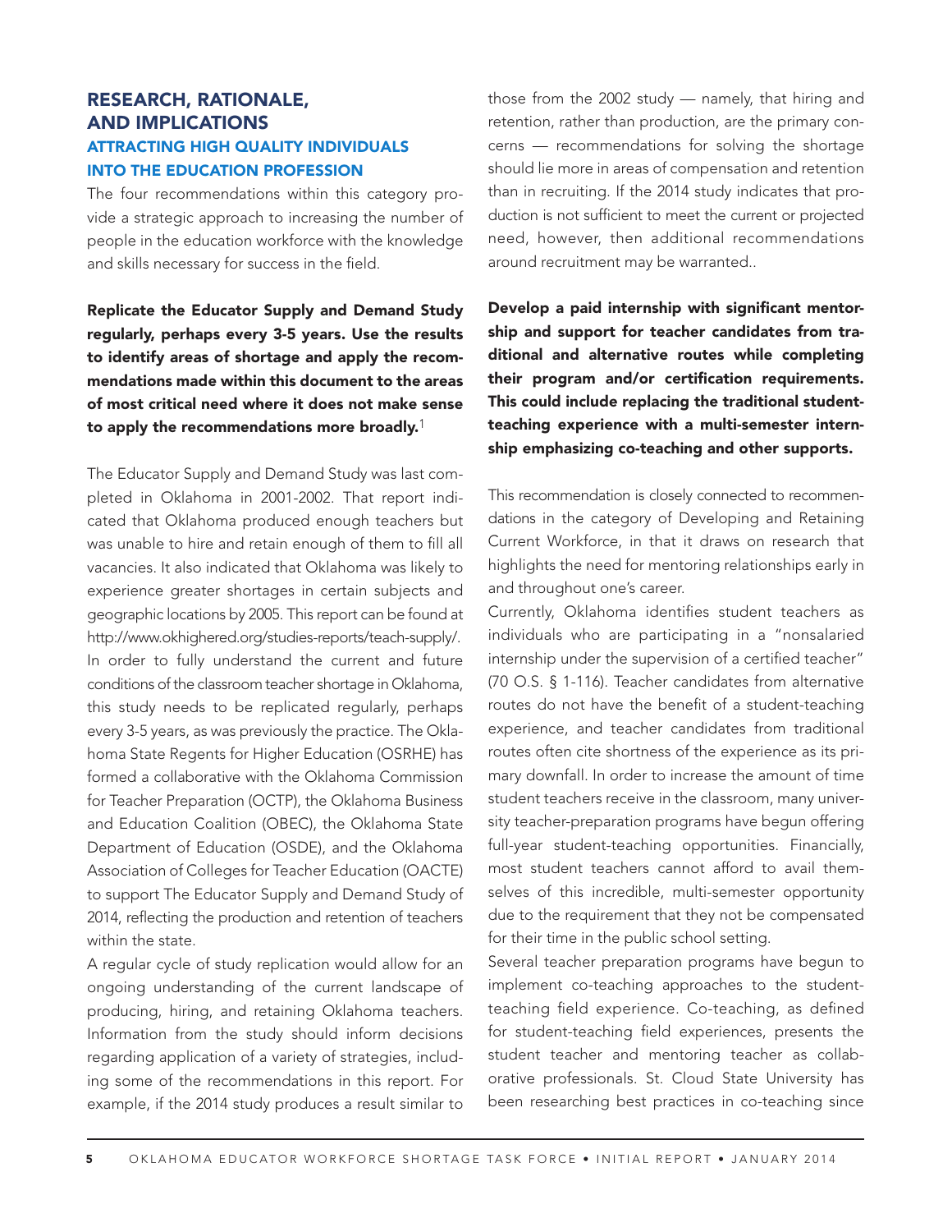## RESEARCH, RATIONALE, AND IMPLICATIONS

### ATTRACTING HIGH QUALITY INDIVIDUALS INTO THE EDUCATION PROFESSION

The four recommendations within this category provide a strategic approach to increasing the number of people in the education workforce with the knowledge and skills necessary for success in the field.

**Replicate the Educator Supply and Demand Study regularly, perhaps every 3-5 years. Use the results to identify areas of shortage and apply the recommendations made within this document to the areas of most critical need where it does not make sense to apply the recommendations more broadly.**[1]

The Educator Supply and Demand Study was last completed in Oklahoma in 2001-2002. That report indicated that Oklahoma produced enough teachers but was unable to hire and retain enough of them to fill all vacancies. It also indicated that Oklahoma was likely to experience greater shortages in certain subjects and geographic locations by 2005. This report can be found at http://www.okhighered.org/studies-reports/teach-supply/. In order to fully understand the current and future conditions of the classroom teacher shortage in Oklahoma, this study needs to be replicated regularly, perhaps every 3-5 years, as was previously the practice. The Oklahoma State Regents for Higher Education (OSRHE) has formed a collaborative with the Oklahoma Commission for Teacher Preparation (OCTP), the Oklahoma Business and Education Coalition (OBEC), the Oklahoma State Department of Education (OSDE), and the Oklahoma Association of Colleges for Teacher Education (OACTE) to support The Educator Supply and Demand Study of 2014, reflecting the production and retention of teachers within the state.

A regular cycle of study replication would allow for an ongoing understanding of the current landscape of producing, hiring, and retaining Oklahoma teachers. Information from the study should inform decisions regarding application of a variety of strategies, including some of the recommendations in this report. For example, if the 2014 study produces a result similar to those from the 2002 study — namely, that hiring and retention, rather than production, are the primary concerns — recommendations for solving the shortage should lie more in areas of compensation and retention than in recruiting. If the 2014 study indicates that production is not sufficient to meet the current or projected need, however, then additional recommendations around recruitment may be warranted..

**Develop a paid internship with significant mentorship and support for teacher candidates from traditional and alternative routes while completing their program and/or certification requirements. This could include replacing the traditional student-teaching experience with a multi-semester internship emphasizing co-teaching and other supports.**

This recommendation is closely connected to recommendations in the category of Developing and Retaining Current Workforce, in that it draws on research that highlights the need for mentoring relationships early in and throughout one's career.

Currently, Oklahoma identifies student teachers as individuals who are participating in a "nonsalaried internship under the supervision of a certified teacher" (70 O.S. § 1-116). Teacher candidates from alternative routes do not have the benefit of a student-teaching experience, and teacher candidates from traditional routes often cite shortness of the experience as its primary downfall. In order to increase the amount of time student teachers receive in the classroom, many university teacher-preparation programs have begun offering full-year student-teaching opportunities. Financially, most student teachers cannot afford to avail themselves of this incredible, multi-semester opportunity due to the requirement that they not be compensated for their time in the public school setting.

Several teacher preparation programs have begun to implement co-teaching approaches to the student-teaching field experience. Co-teaching, as defined for student-teaching field experiences, presents the student teacher and mentoring teacher as collaborative professionals. St. Cloud State University has been researching best practices in co-teaching since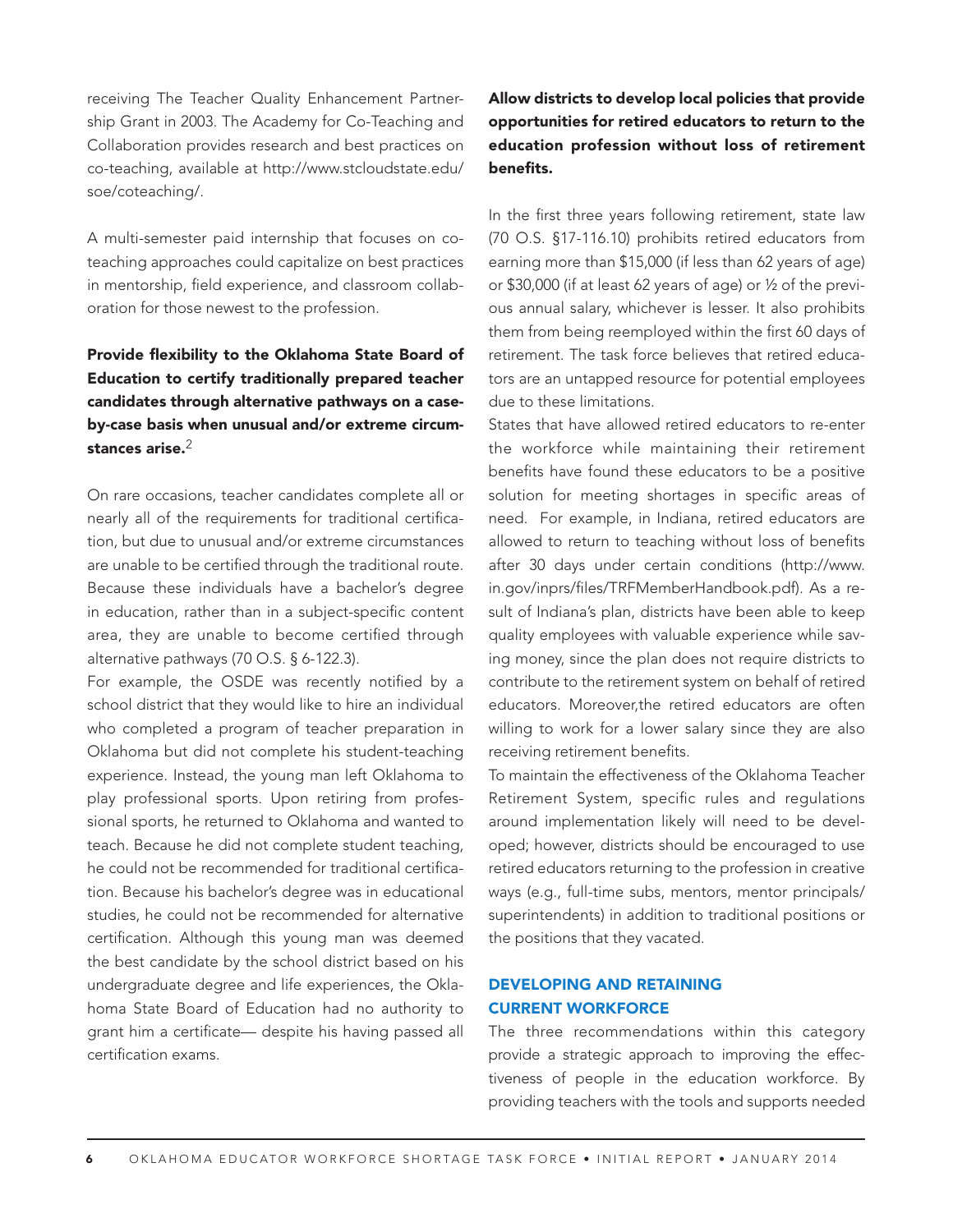receiving The Teacher Quality Enhancement Partnership Grant in 2003. The Academy for Co-Teaching and Collaboration provides research and best practices on co-teaching, available at http://www.stcloudstate.edu/soe/coteaching/.

A multi-semester paid internship that focuses on co-teaching approaches could capitalize on best practices in mentorship, field experience, and classroom collaboration for those newest to the profession.

**Provide flexibility to the Oklahoma State Board of Education to certify traditionally prepared teacher candidates through alternative pathways on a case-by-case basis when unusual and/or extreme circumstances arise.**[2]

On rare occasions, teacher candidates complete all or nearly all of the requirements for traditional certification, but due to unusual and/or extreme circumstances are unable to be certified through the traditional route. Because these individuals have a bachelor's degree in education, rather than in a subject-specific content area, they are unable to become certified through alternative pathways (70 O.S. § 6-122.3).

For example, the OSDE was recently notified by a school district that they would like to hire an individual who completed a program of teacher preparation in Oklahoma but did not complete his student-teaching experience. Instead, the young man left Oklahoma to play professional sports. Upon retiring from professional sports, he returned to Oklahoma and wanted to teach. Because he did not complete student teaching, he could not be recommended for traditional certification. Because his bachelor's degree was in educational studies, he could not be recommended for alternative certification. Although this young man was deemed the best candidate by the school district based on his undergraduate degree and life experiences, the Oklahoma State Board of Education had no authority to grant him a certificate— despite his having passed all certification exams.

**Allow districts to develop local policies that provide opportunities for retired educators to return to the education profession without loss of retirement benefits.**

In the first three years following retirement, state law (70 O.S. §17-116.10) prohibits retired educators from earning more than $15,000 (if less than 62 years of age) or $30,000 (if at least 62 years of age) or ½ of the previous annual salary, whichever is lesser. It also prohibits them from being reemployed within the first 60 days of retirement. The task force believes that retired educators are an untapped resource for potential employees due to these limitations.

States that have allowed retired educators to re-enter the workforce while maintaining their retirement benefits have found these educators to be a positive solution for meeting shortages in specific areas of need. For example, in Indiana, retired educators are allowed to return to teaching without loss of benefits after 30 days under certain conditions (http://www.in.gov/inprs/files/TRFMemberHandbook.pdf). As a result of Indiana's plan, districts have been able to keep quality employees with valuable experience while saving money, since the plan does not require districts to contribute to the retirement system on behalf of retired educators. Moreover,the retired educators are often willing to work for a lower salary since they are also receiving retirement benefits.

To maintain the effectiveness of the Oklahoma Teacher Retirement System, specific rules and regulations around implementation likely will need to be developed; however, districts should be encouraged to use retired educators returning to the profession in creative ways (e.g., full-time subs, mentors, mentor principals/superintendents) in addition to traditional positions or the positions that they vacated.

## DEVELOPING AND RETAINING CURRENT WORKFORCE

The three recommendations within this category provide a strategic approach to improving the effectiveness of people in the education workforce. By providing teachers with the tools and supports needed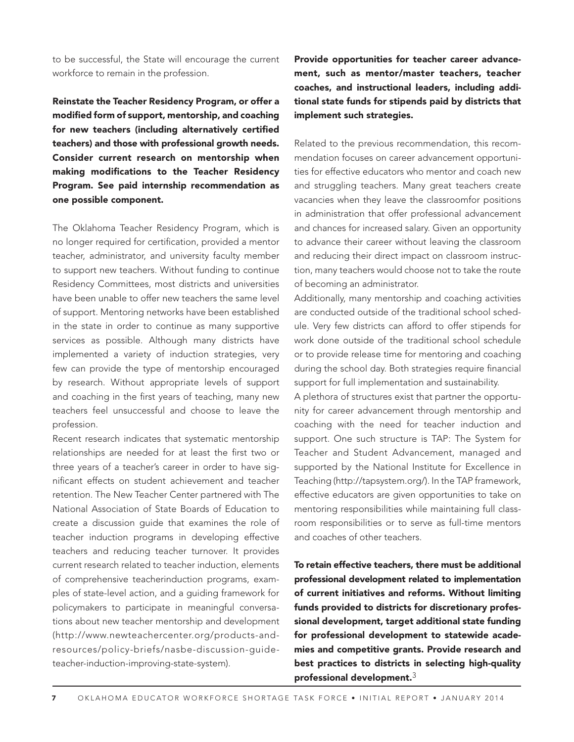to be successful, the State will encourage the current workforce to remain in the profession.

**Reinstate the Teacher Residency Program, or offer a modified form of support, mentorship, and coaching for new teachers (including alternatively certified teachers) and those with professional growth needs. Consider current research on mentorship when making modifications to the Teacher Residency Program. See paid internship recommendation as one possible component.**

The Oklahoma Teacher Residency Program, which is no longer required for certification, provided a mentor teacher, administrator, and university faculty member to support new teachers. Without funding to continue Residency Committees, most districts and universities have been unable to offer new teachers the same level of support. Mentoring networks have been established in the state in order to continue as many supportive services as possible. Although many districts have implemented a variety of induction strategies, very few can provide the type of mentorship encouraged by research. Without appropriate levels of support and coaching in the first years of teaching, many new teachers feel unsuccessful and choose to leave the profession.

Recent research indicates that systematic mentorship relationships are needed for at least the first two or three years of a teacher's career in order to have significant effects on student achievement and teacher retention. The New Teacher Center partnered with The National Association of State Boards of Education to create a discussion guide that examines the role of teacher induction programs in developing effective teachers and reducing teacher turnover. It provides current research related to teacher induction, elements of comprehensive teacherinduction programs, examples of state-level action, and a guiding framework for policymakers to participate in meaningful conversations about new teacher mentorship and development (http://www.newteachercenter.org/products-and-resources/policy-briefs/nasbe-discussion-guide-teacher-induction-improving-state-system).

**Provide opportunities for teacher career advancement, such as mentor/master teachers, teacher coaches, and instructional leaders, including additional state funds for stipends paid by districts that implement such strategies.**

Related to the previous recommendation, this recommendation focuses on career advancement opportunities for effective educators who mentor and coach new and struggling teachers. Many great teachers create vacancies when they leave the classroomfor positions in administration that offer professional advancement and chances for increased salary. Given an opportunity to advance their career without leaving the classroom and reducing their direct impact on classroom instruction, many teachers would choose not to take the route of becoming an administrator.

Additionally, many mentorship and coaching activities are conducted outside of the traditional school schedule. Very few districts can afford to offer stipends for work done outside of the traditional school schedule or to provide release time for mentoring and coaching during the school day. Both strategies require financial support for full implementation and sustainability.

A plethora of structures exist that partner the opportunity for career advancement through mentorship and coaching with the need for teacher induction and support. One such structure is TAP: The System for Teacher and Student Advancement, managed and supported by the National Institute for Excellence in Teaching (http://tapsystem.org/). In the TAP framework, effective educators are given opportunities to take on mentoring responsibilities while maintaining full classroom responsibilities or to serve as full-time mentors and coaches of other teachers.

**To retain effective teachers, there must be additional professional development related to implementation of current initiatives and reforms. Without limiting funds provided to districts for discretionary professional development, target additional state funding for professional development to statewide academies and competitive grants. Provide research and best practices to districts in selecting high-quality professional development.**[3]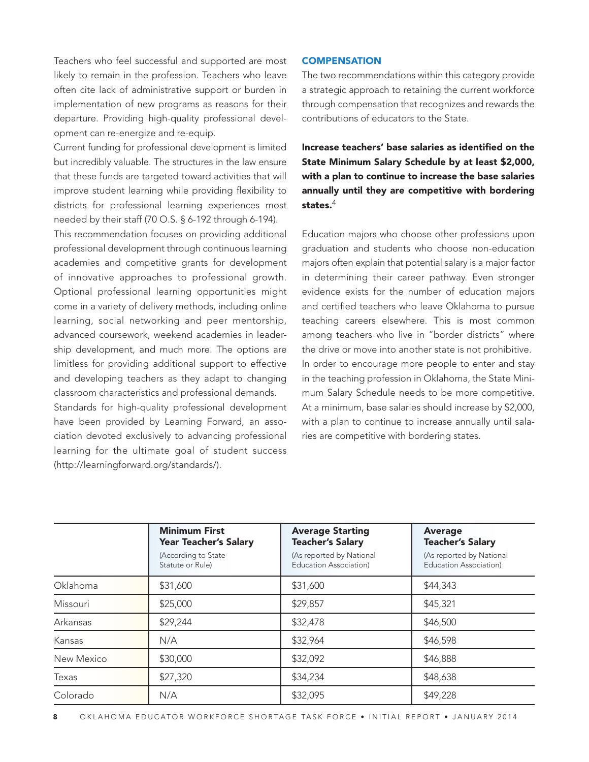Teachers who feel successful and supported are most likely to remain in the profession. Teachers who leave often cite lack of administrative support or burden in implementation of new programs as reasons for their departure. Providing high-quality professional development can re-energize and re-equip.

Current funding for professional development is limited but incredibly valuable. The structures in the law ensure that these funds are targeted toward activities that will improve student learning while providing flexibility to districts for professional learning experiences most needed by their staff (70 O.S. § 6-192 through 6-194).

This recommendation focuses on providing additional professional development through continuous learning academies and competitive grants for development of innovative approaches to professional growth. Optional professional learning opportunities might come in a variety of delivery methods, including online learning, social networking and peer mentorship, advanced coursework, weekend academies in leadership development, and much more. The options are limitless for providing additional support to effective and developing teachers as they adapt to changing classroom characteristics and professional demands.

Standards for high-quality professional development have been provided by Learning Forward, an association devoted exclusively to advancing professional learning for the ultimate goal of student success (http://learningforward.org/standards/).

## COMPENSATION

The two recommendations within this category provide a strategic approach to retaining the current workforce through compensation that recognizes and rewards the contributions of educators to the State.

**Increase teachers' base salaries as identified on the State Minimum Salary Schedule by at least $2,000, with a plan to continue to increase the base salaries annually until they are competitive with bordering states.**[4]

Education majors who choose other professions upon graduation and students who choose non-education majors often explain that potential salary is a major factor in determining their career pathway. Even stronger evidence exists for the number of education majors and certified teachers who leave Oklahoma to pursue teaching careers elsewhere. This is most common among teachers who live in "border districts" where the drive or move into another state is not prohibitive.

In order to encourage more people to enter and stay in the teaching profession in Oklahoma, the State Minimum Salary Schedule needs to be more competitive. At a minimum, base salaries should increase by $2,000, with a plan to continue to increase annually until salaries are competitive with bordering states.

| | **Minimum First Year Teacher's Salary** (According to State Statute or Rule) | **Average Starting Teacher's Salary** (As reported by National Education Association) | **Average Teacher's Salary** (As reported by National Education Association) |
|---|---|---|---|
| Oklahoma | $31,600 | $31,600 | $44,343 |
| Missouri | $25,000 | $29,857 | $45,321 |
| Arkansas | $29,244 | $32,478 | $46,500 |
| Kansas | N/A | $32,964 | $46,598 |
| New Mexico | $30,000 | $32,092 | $46,888 |
| Texas | $27,320 | $34,234 | $48,638 |
| Colorado | N/A | $32,095 | $49,228 |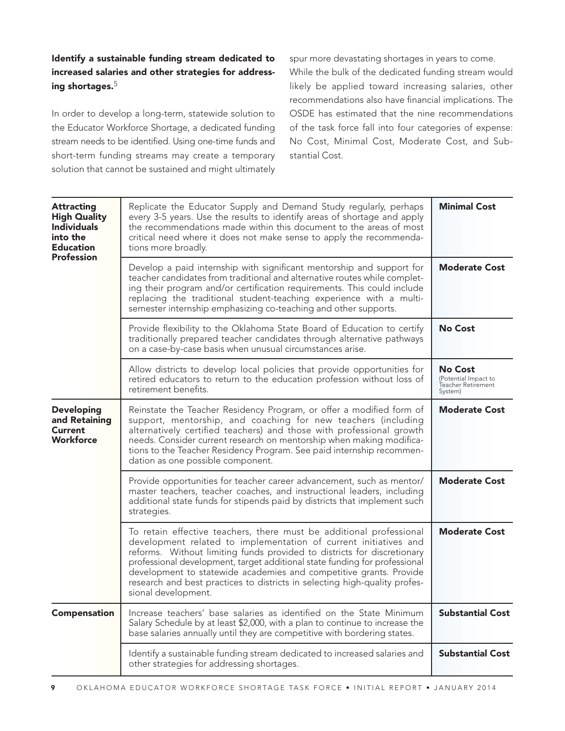**Identify a sustainable funding stream dedicated to increased salaries and other strategies for addressing shortages.**[5]

In order to develop a long-term, statewide solution to the Educator Workforce Shortage, a dedicated funding stream needs to be identified. Using one-time funds and short-term funding streams may create a temporary solution that cannot be sustained and might ultimately spur more devastating shortages in years to come.

While the bulk of the dedicated funding stream would likely be applied toward increasing salaries, other recommendations also have financial implications. The OSDE has estimated that the nine recommendations of the task force fall into four categories of expense: No Cost, Minimal Cost, Moderate Cost, and Substantial Cost.

| | | |
|---|---|---|
| **Attracting High Quality Individuals into the Education Profession** | Replicate the Educator Supply and Demand Study regularly, perhaps every 3-5 years. Use the results to identify areas of shortage and apply the recommendations made within this document to the areas of most critical need where it does not make sense to apply the recommendations more broadly. | **Minimal Cost** |
| | Develop a paid internship with significant mentorship and support for teacher candidates from traditional and alternative routes while completing their program and/or certification requirements. This could include replacing the traditional student-teaching experience with a multi-semester internship emphasizing co-teaching and other supports. | **Moderate Cost** |
| | Provide flexibility to the Oklahoma State Board of Education to certify traditionally prepared teacher candidates through alternative pathways on a case-by-case basis when unusual circumstances arise. | **No Cost** |
| | Allow districts to develop local policies that provide opportunities for retired educators to return to the education profession without loss of retirement benefits. | **No Cost** (Potential Impact to Teacher Retirement System) |
| **Developing and Retaining Current Workforce** | Reinstate the Teacher Residency Program, or offer a modified form of support, mentorship, and coaching for new teachers (including alternatively certified teachers) and those with professional growth needs. Consider current research on mentorship when making modifications to the Teacher Residency Program. See paid internship recommendation as one possible component. | **Moderate Cost** |
| | Provide opportunities for teacher career advancement, such as mentor/master teachers, teacher coaches, and instructional leaders, including additional state funds for stipends paid by districts that implement such strategies. | **Moderate Cost** |
| | To retain effective teachers, there must be additional professional development related to implementation of current initiatives and reforms. Without limiting funds provided to districts for discretionary professional development, target additional state funding for professional development to statewide academies and competitive grants. Provide research and best practices to districts in selecting high-quality professional development. | **Moderate Cost** |
| **Compensation** | Increase teachers' base salaries as identified on the State Minimum Salary Schedule by at least $2,000, with a plan to continue to increase the base salaries annually until they are competitive with bordering states. | **Substantial Cost** |
| | Identify a sustainable funding stream dedicated to increased salaries and other strategies for addressing shortages. | **Substantial Cost** |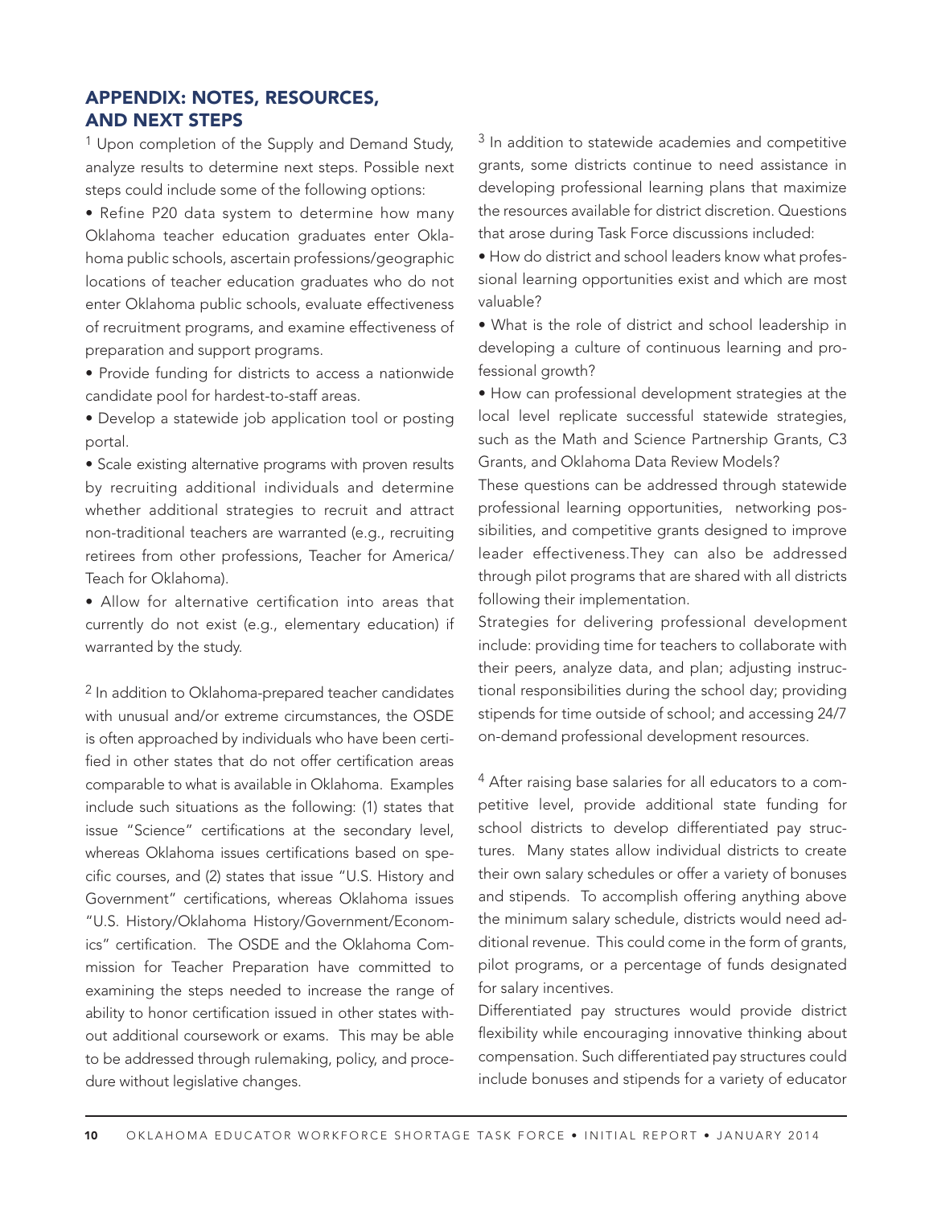## APPENDIX: NOTES, RESOURCES, AND NEXT STEPS

[1] Upon completion of the Supply and Demand Study, analyze results to determine next steps. Possible next steps could include some of the following options:

- Refine P20 data system to determine how many Oklahoma teacher education graduates enter Oklahoma public schools, ascertain professions/geographic locations of teacher education graduates who do not enter Oklahoma public schools, evaluate effectiveness of recruitment programs, and examine effectiveness of preparation and support programs.
- Provide funding for districts to access a nationwide candidate pool for hardest-to-staff areas.
- Develop a statewide job application tool or posting portal.
- Scale existing alternative programs with proven results by recruiting additional individuals and determine whether additional strategies to recruit and attract non-traditional teachers are warranted (e.g., recruiting retirees from other professions, Teacher for America/ Teach for Oklahoma).
- Allow for alternative certification into areas that currently do not exist (e.g., elementary education) if warranted by the study.

[2] In addition to Oklahoma-prepared teacher candidates with unusual and/or extreme circumstances, the OSDE is often approached by individuals who have been certified in other states that do not offer certification areas comparable to what is available in Oklahoma. Examples include such situations as the following: (1) states that issue "Science" certifications at the secondary level, whereas Oklahoma issues certifications based on specific courses, and (2) states that issue "U.S. History and Government" certifications, whereas Oklahoma issues "U.S. History/Oklahoma History/Government/Economics" certification. The OSDE and the Oklahoma Commission for Teacher Preparation have committed to examining the steps needed to increase the range of ability to honor certification issued in other states without additional coursework or exams. This may be able to be addressed through rulemaking, policy, and procedure without legislative changes.

[3] In addition to statewide academies and competitive grants, some districts continue to need assistance in developing professional learning plans that maximize the resources available for district discretion. Questions that arose during Task Force discussions included:

- How do district and school leaders know what professional learning opportunities exist and which are most valuable?
- What is the role of district and school leadership in developing a culture of continuous learning and professional growth?
- How can professional development strategies at the local level replicate successful statewide strategies, such as the Math and Science Partnership Grants, C3 Grants, and Oklahoma Data Review Models?

These questions can be addressed through statewide professional learning opportunities, networking possibilities, and competitive grants designed to improve leader effectiveness.They can also be addressed through pilot programs that are shared with all districts following their implementation.

Strategies for delivering professional development include: providing time for teachers to collaborate with their peers, analyze data, and plan; adjusting instructional responsibilities during the school day; providing stipends for time outside of school; and accessing 24/7 on-demand professional development resources.

[4] After raising base salaries for all educators to a competitive level, provide additional state funding for school districts to develop differentiated pay structures. Many states allow individual districts to create their own salary schedules or offer a variety of bonuses and stipends. To accomplish offering anything above the minimum salary schedule, districts would need additional revenue. This could come in the form of grants, pilot programs, or a percentage of funds designated for salary incentives.

Differentiated pay structures would provide district flexibility while encouraging innovative thinking about compensation. Such differentiated pay structures could include bonuses and stipends for a variety of educator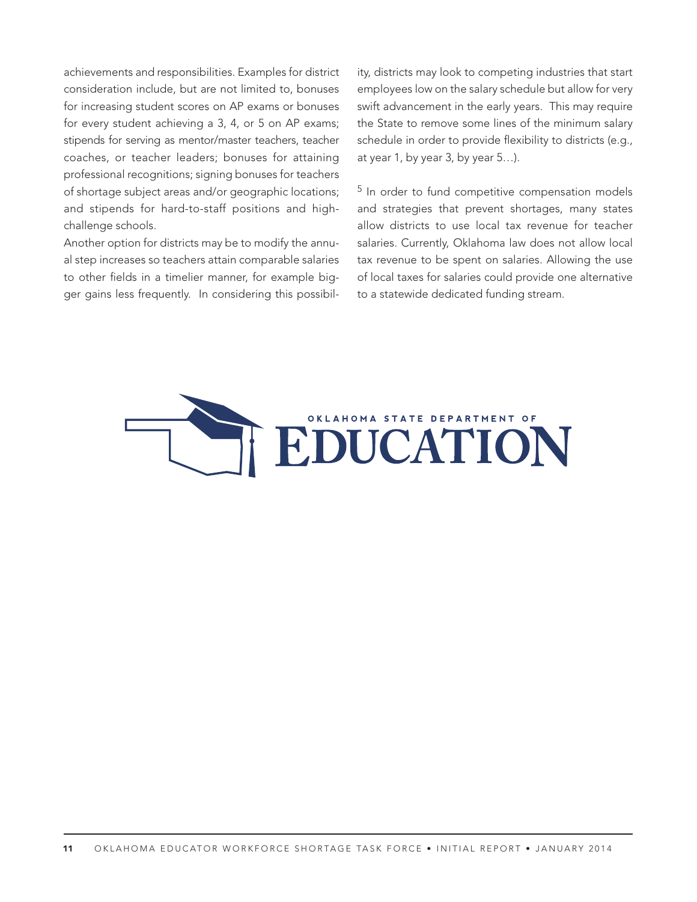achievements and responsibilities. Examples for district consideration include, but are not limited to, bonuses for increasing student scores on AP exams or bonuses for every student achieving a 3, 4, or 5 on AP exams; stipends for serving as mentor/master teachers, teacher coaches, or teacher leaders; bonuses for attaining professional recognitions; signing bonuses for teachers of shortage subject areas and/or geographic locations; and stipends for hard-to-staff positions and high-challenge schools.

Another option for districts may be to modify the annual step increases so teachers attain comparable salaries to other fields in a timelier manner, for example bigger gains less frequently. In considering this possibility, districts may look to competing industries that start employees low on the salary schedule but allow for very swift advancement in the early years. This may require the State to remove some lines of the minimum salary schedule in order to provide flexibility to districts (e.g., at year 1, by year 3, by year 5…).

[5] In order to fund competitive compensation models and strategies that prevent shortages, many states allow districts to use local tax revenue for teacher salaries. Currently, Oklahoma law does not allow local tax revenue to be spent on salaries. Allowing the use of local taxes for salaries could provide one alternative to a statewide dedicated funding stream.

OKLAHOMA STATE DEPARTMENT OF EDUCATION